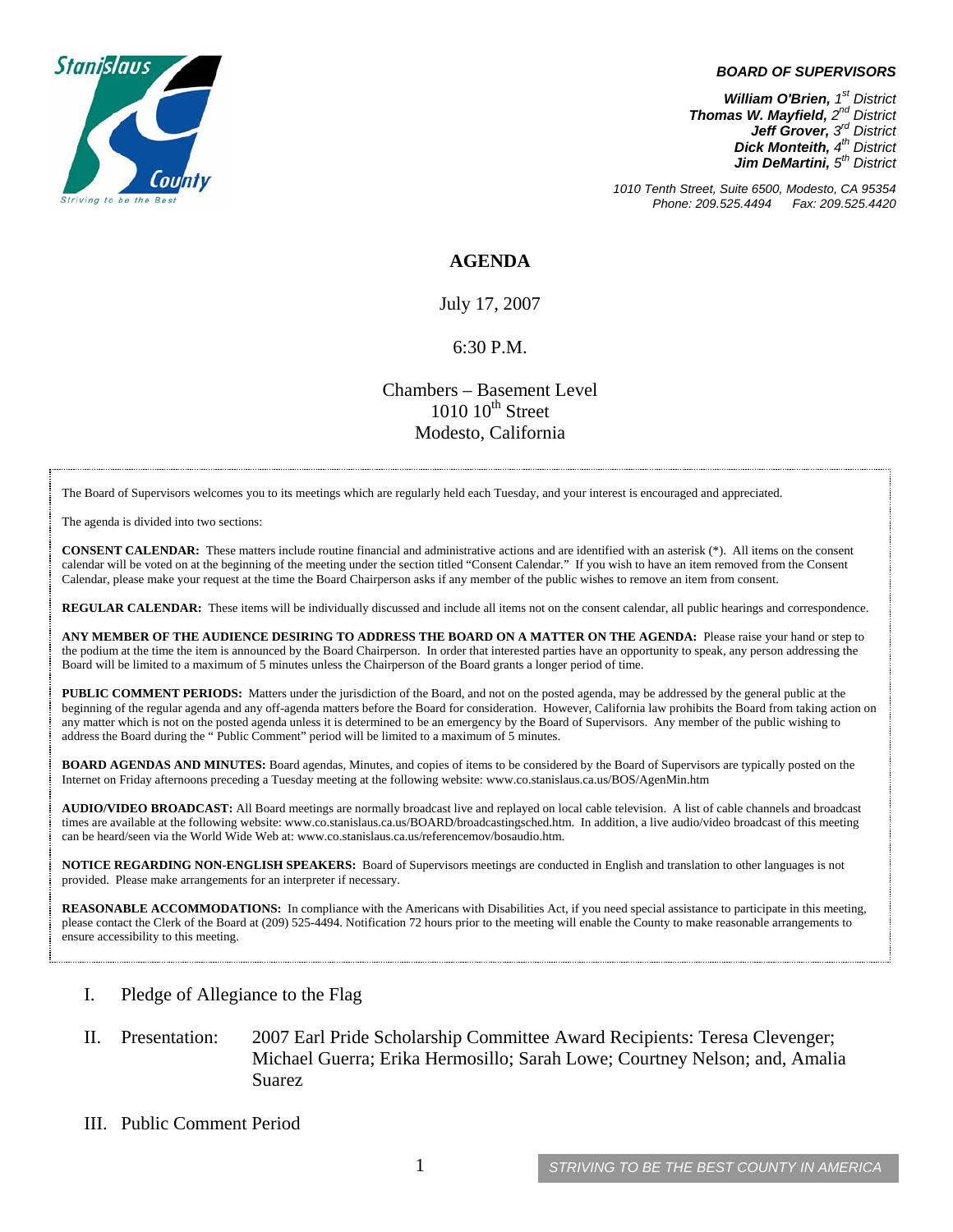**BOARD OF SUPERVISORS**

***William O'Brien,*** *1st District*
***Thomas W. Mayfield,*** *2nd District*
***Jeff Grover,*** *3rd District*
***Dick Monteith,*** *4th District*
***Jim DeMartini,*** *5th District*

*1010 Tenth Street, Suite 6500, Modesto, CA 95354*
*Phone: 209.525.4494 Fax: 209.525.4420*

# AGENDA

July 17, 2007

6:30 P.M.

Chambers – Basement Level
1010 10th Street
Modesto, California

The Board of Supervisors welcomes you to its meetings which are regularly held each Tuesday, and your interest is encouraged and appreciated.

The agenda is divided into two sections:

**CONSENT CALENDAR:** These matters include routine financial and administrative actions and are identified with an asterisk (*). All items on the consent calendar will be voted on at the beginning of the meeting under the section titled "Consent Calendar." If you wish to have an item removed from the Consent Calendar, please make your request at the time the Board Chairperson asks if any member of the public wishes to remove an item from consent.

**REGULAR CALENDAR:** These items will be individually discussed and include all items not on the consent calendar, all public hearings and correspondence.

**ANY MEMBER OF THE AUDIENCE DESIRING TO ADDRESS THE BOARD ON A MATTER ON THE AGENDA:** Please raise your hand or step to the podium at the time the item is announced by the Board Chairperson. In order that interested parties have an opportunity to speak, any person addressing the Board will be limited to a maximum of 5 minutes unless the Chairperson of the Board grants a longer period of time.

**PUBLIC COMMENT PERIODS:** Matters under the jurisdiction of the Board, and not on the posted agenda, may be addressed by the general public at the beginning of the regular agenda and any off-agenda matters before the Board for consideration. However, California law prohibits the Board from taking action on any matter which is not on the posted agenda unless it is determined to be an emergency by the Board of Supervisors. Any member of the public wishing to address the Board during the " Public Comment" period will be limited to a maximum of 5 minutes.

**BOARD AGENDAS AND MINUTES:** Board agendas, Minutes, and copies of items to be considered by the Board of Supervisors are typically posted on the Internet on Friday afternoons preceding a Tuesday meeting at the following website: www.co.stanislaus.ca.us/BOS/AgenMin.htm

**AUDIO/VIDEO BROADCAST:** All Board meetings are normally broadcast live and replayed on local cable television. A list of cable channels and broadcast times are available at the following website: www.co.stanislaus.ca.us/BOARD/broadcastingsched.htm. In addition, a live audio/video broadcast of this meeting can be heard/seen via the World Wide Web at: www.co.stanislaus.ca.us/referencemov/bosaudio.htm.

**NOTICE REGARDING NON-ENGLISH SPEAKERS:** Board of Supervisors meetings are conducted in English and translation to other languages is not provided. Please make arrangements for an interpreter if necessary.

**REASONABLE ACCOMMODATIONS:** In compliance with the Americans with Disabilities Act, if you need special assistance to participate in this meeting, please contact the Clerk of the Board at (209) 525-4494. Notification 72 hours prior to the meeting will enable the County to make reasonable arrangements to ensure accessibility to this meeting.

I. Pledge of Allegiance to the Flag

II. Presentation: 2007 Earl Pride Scholarship Committee Award Recipients: Teresa Clevenger; Michael Guerra; Erika Hermosillo; Sarah Lowe; Courtney Nelson; and, Amalia Suarez

III. Public Comment Period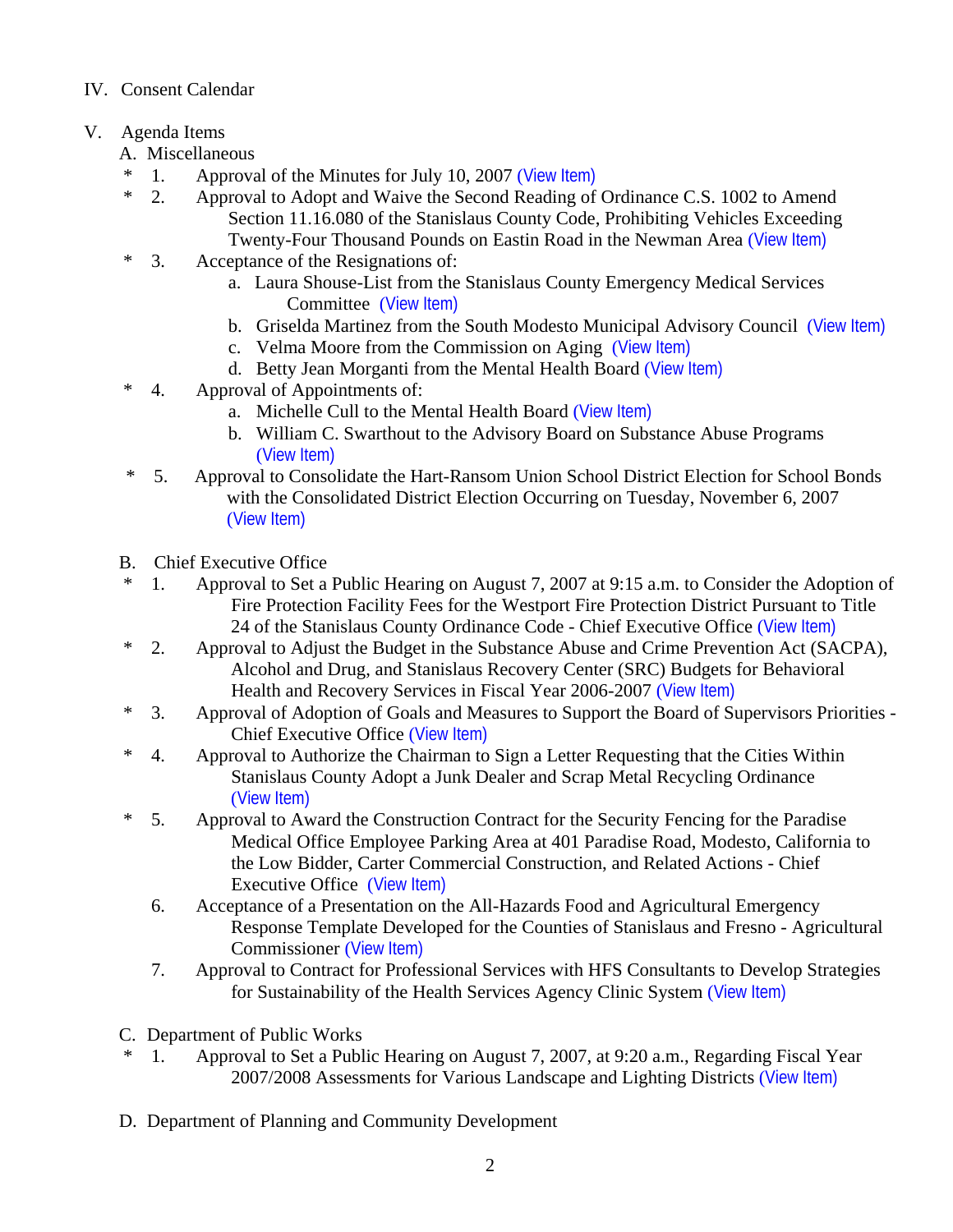IV. Consent Calendar

V. Agenda Items

A. Miscellaneous

\* 1. Approval of the Minutes for July 10, 2007 (View Item)

\* 2. Approval to Adopt and Waive the Second Reading of Ordinance C.S. 1002 to Amend Section 11.16.080 of the Stanislaus County Code, Prohibiting Vehicles Exceeding Twenty-Four Thousand Pounds on Eastin Road in the Newman Area (View Item)

\* 3. Acceptance of the Resignations of:

a. Laura Shouse-List from the Stanislaus County Emergency Medical Services Committee (View Item)

b. Griselda Martinez from the South Modesto Municipal Advisory Council (View Item)

c. Velma Moore from the Commission on Aging (View Item)

d. Betty Jean Morganti from the Mental Health Board (View Item)

\* 4. Approval of Appointments of:

a. Michelle Cull to the Mental Health Board (View Item)

b. William C. Swarthout to the Advisory Board on Substance Abuse Programs (View Item)

\* 5. Approval to Consolidate the Hart-Ransom Union School District Election for School Bonds with the Consolidated District Election Occurring on Tuesday, November 6, 2007 (View Item)

B. Chief Executive Office

\* 1. Approval to Set a Public Hearing on August 7, 2007 at 9:15 a.m. to Consider the Adoption of Fire Protection Facility Fees for the Westport Fire Protection District Pursuant to Title 24 of the Stanislaus County Ordinance Code - Chief Executive Office (View Item)

\* 2. Approval to Adjust the Budget in the Substance Abuse and Crime Prevention Act (SACPA), Alcohol and Drug, and Stanislaus Recovery Center (SRC) Budgets for Behavioral Health and Recovery Services in Fiscal Year 2006-2007 (View Item)

\* 3. Approval of Adoption of Goals and Measures to Support the Board of Supervisors Priorities - Chief Executive Office (View Item)

\* 4. Approval to Authorize the Chairman to Sign a Letter Requesting that the Cities Within Stanislaus County Adopt a Junk Dealer and Scrap Metal Recycling Ordinance (View Item)

\* 5. Approval to Award the Construction Contract for the Security Fencing for the Paradise Medical Office Employee Parking Area at 401 Paradise Road, Modesto, California to the Low Bidder, Carter Commercial Construction, and Related Actions - Chief Executive Office (View Item)

6. Acceptance of a Presentation on the All-Hazards Food and Agricultural Emergency Response Template Developed for the Counties of Stanislaus and Fresno - Agricultural Commissioner (View Item)

7. Approval to Contract for Professional Services with HFS Consultants to Develop Strategies for Sustainability of the Health Services Agency Clinic System (View Item)

C. Department of Public Works

\* 1. Approval to Set a Public Hearing on August 7, 2007, at 9:20 a.m., Regarding Fiscal Year 2007/2008 Assessments for Various Landscape and Lighting Districts (View Item)

D. Department of Planning and Community Development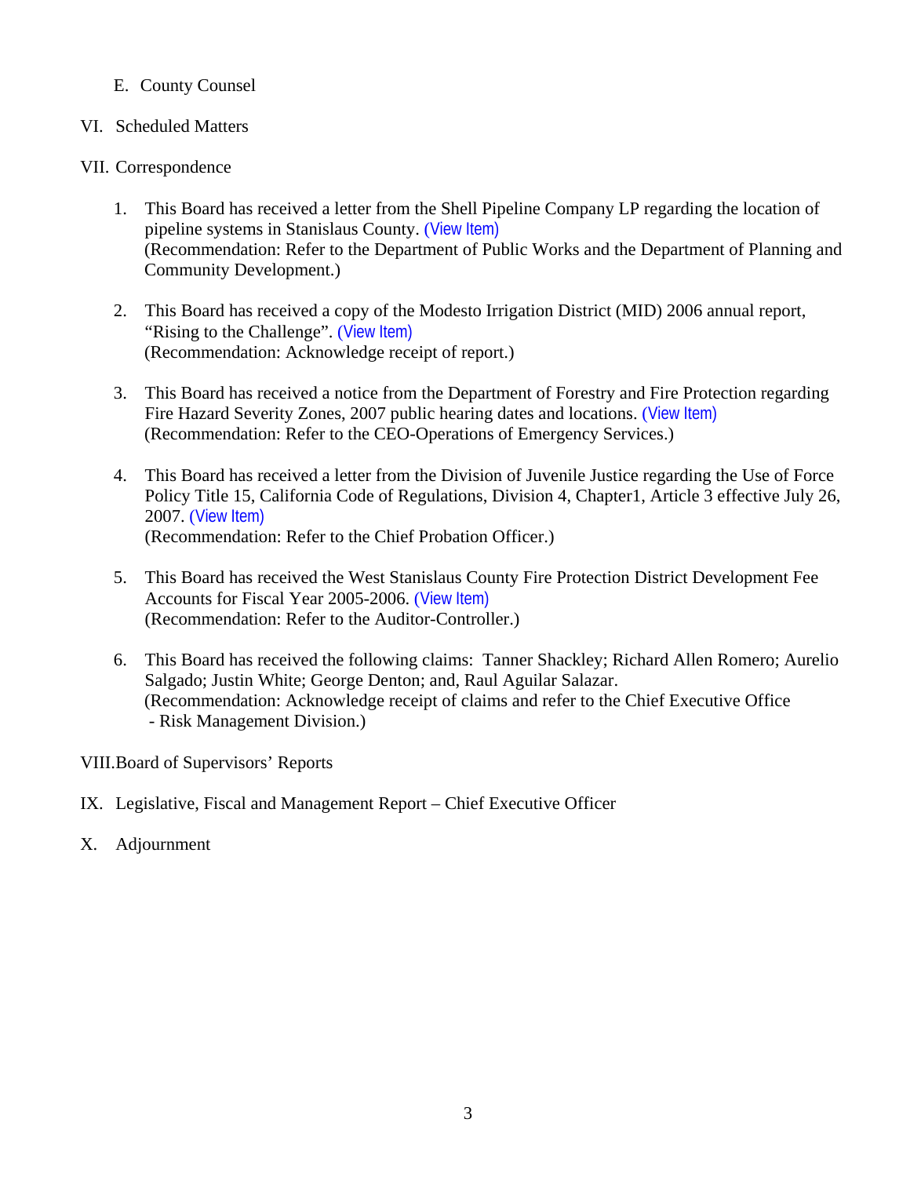E. County Counsel

VI. Scheduled Matters

VII. Correspondence

1. This Board has received a letter from the Shell Pipeline Company LP regarding the location of pipeline systems in Stanislaus County. (View Item)
   (Recommendation: Refer to the Department of Public Works and the Department of Planning and Community Development.)

2. This Board has received a copy of the Modesto Irrigation District (MID) 2006 annual report, "Rising to the Challenge". (View Item)
   (Recommendation: Acknowledge receipt of report.)

3. This Board has received a notice from the Department of Forestry and Fire Protection regarding Fire Hazard Severity Zones, 2007 public hearing dates and locations. (View Item)
   (Recommendation: Refer to the CEO-Operations of Emergency Services.)

4. This Board has received a letter from the Division of Juvenile Justice regarding the Use of Force Policy Title 15, California Code of Regulations, Division 4, Chapter1, Article 3 effective July 26, 2007. (View Item)
   (Recommendation: Refer to the Chief Probation Officer.)

5. This Board has received the West Stanislaus County Fire Protection District Development Fee Accounts for Fiscal Year 2005-2006. (View Item)
   (Recommendation: Refer to the Auditor-Controller.)

6. This Board has received the following claims: Tanner Shackley; Richard Allen Romero; Aurelio Salgado; Justin White; George Denton; and, Raul Aguilar Salazar.
   (Recommendation: Acknowledge receipt of claims and refer to the Chief Executive Office - Risk Management Division.)

VIII. Board of Supervisors' Reports

IX. Legislative, Fiscal and Management Report – Chief Executive Officer

X. Adjournment